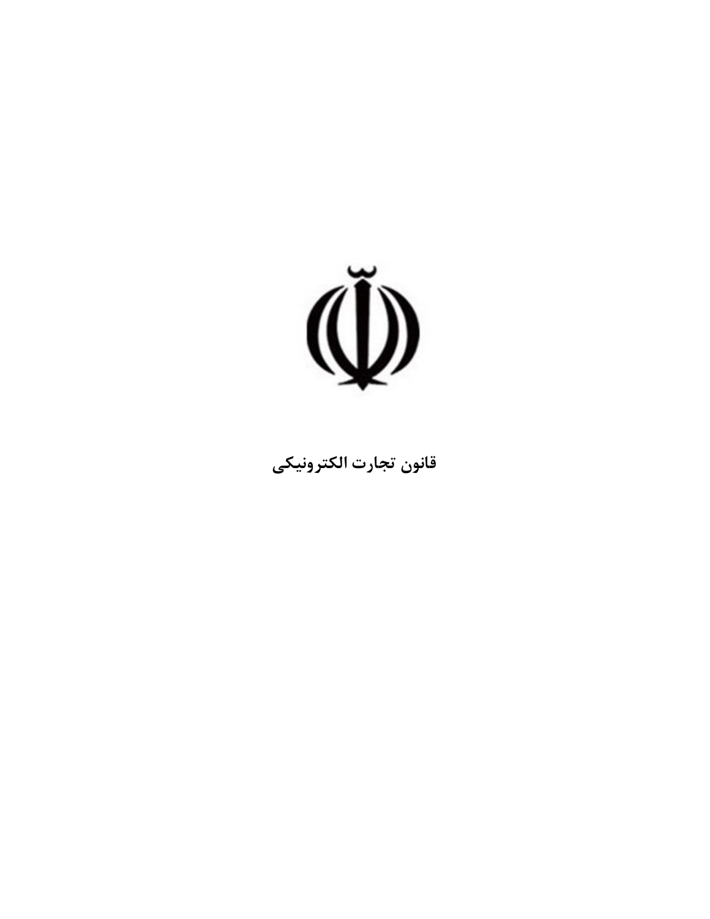# قانون تجارت الکترونیکی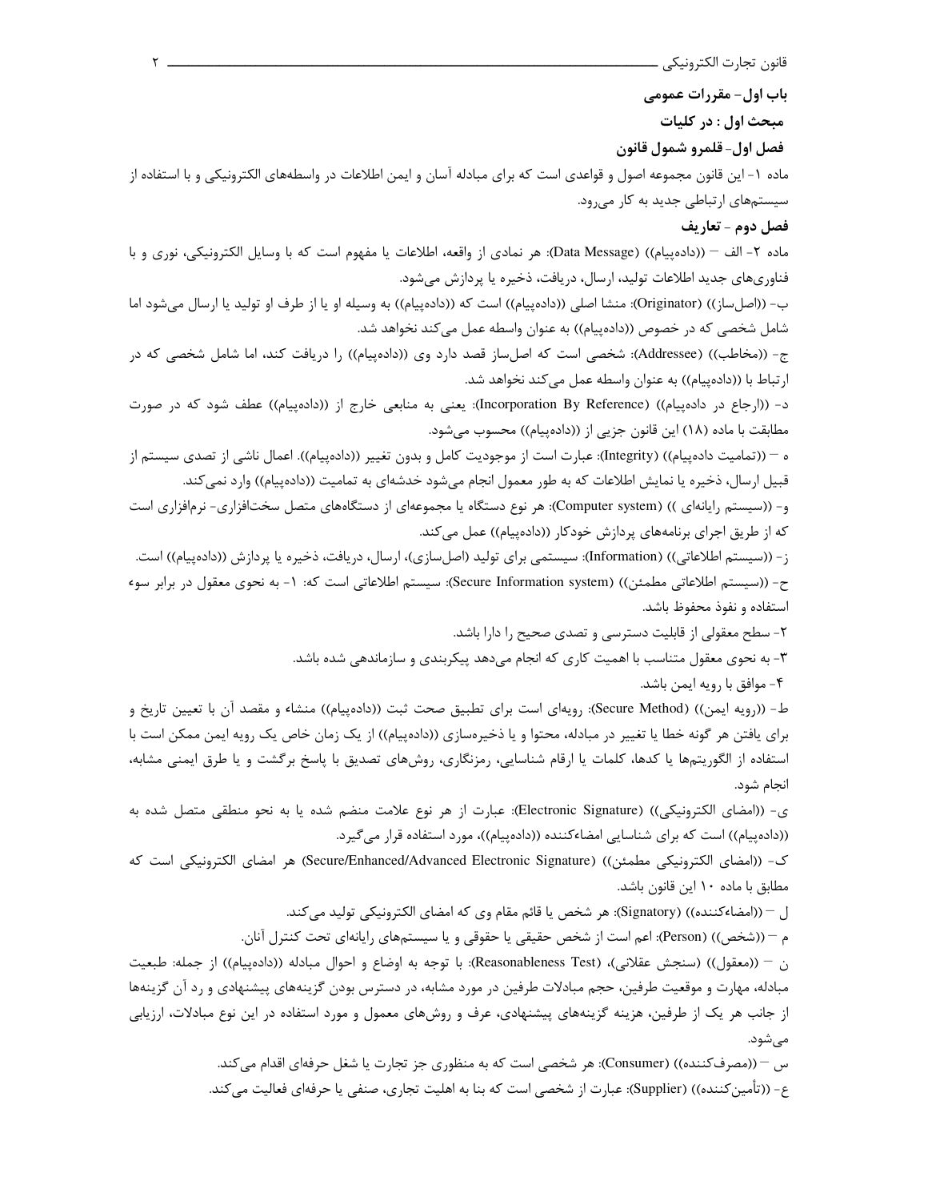## باب اول- مقررات عمومی

### مبحث اول : در کلیات

#### فصل اول- قلمرو شمول قانون

ماده ۱- این قانون مجموعه اصول و قواعدی است که برای مبادله آسان و ایمن اطلاعات در واسطه‌های الکترونیکی و با استفاده از سیستم‌های ارتباطی جدید به کار می‌رود.

#### فصل دوم - تعاریف

ماده ۲- الف – ((داده‌پیام)) (Data Message): هر نمادی از واقعه، اطلاعات یا مفهوم است که با وسایل الکترونیکی، نوری و یا فناوری‌های جدید اطلاعات تولید، ارسال، دریافت، ذخیره یا پردازش می‌شود.

ب- ((اصل‌ساز)) (Originator): منشا اصلی ((داده‌پیام)) است که ((داده‌پیام)) به وسیله او یا از طرف او تولید یا ارسال می‌شود اما شامل شخصی که در خصوص ((داده‌پیام)) به عنوان واسطه عمل می‌کند نخواهد شد.

ج- ((مخاطب)) (Addressee): شخصی است که اصل‌ساز قصد دارد وی ((داده‌پیام)) را دریافت کند، اما شامل شخصی که در ارتباط با ((داده‌پیام)) به عنوان واسطه عمل می‌کند نخواهد شد.

د- ((ارجاع در داده‌پیام)) (Incorporation By Reference): یعنی به منابعی خارج از ((داده‌پیام)) عطف شود که در صورت مطابقت با ماده (۱۸) این قانون جزیی از ((داده‌پیام)) محسوب می‌شود.

ه – ((تمامیت داده‌پیام)) (Integrity): عبارت است از موجودیت کامل و بدون تغییر ((داده‌پیام)). اعمال ناشی از تصدی سیستم از قبیل ارسال، ذخیره یا نمایش اطلاعات که به طور معمول انجام می‌شود خدشه‌ای به تمامیت ((داده‌پیام)) وارد نمی‌کند.

و- ((سیستم رایانه‌ای )) (Computer system): هر نوع دستگاه یا مجموعه‌ای از دستگاه‌های متصل سخت‌افزاری- نرم‌افزاری است که از طریق اجرای برنامه‌های پردازش خودکار ((داده‌پیام)) عمل می‌کند.

ز- ((سیستم اطلاعاتی)) (Information): سیستمی برای تولید (اصل‌سازی)، ارسال، دریافت، ذخیره یا پردازش ((داده‌پیام)) است.

ح- ((سیستم اطلاعاتی مطمئن)) (Secure Information system): سیستم اطلاعاتی است که: ۱- به نحوی معقول در برابر سوء استفاده و نفوذ محفوظ باشد.

۲- سطح معقولی از قابلیت دسترسی و تصدی صحیح را دارا باشد.

۳- به نحوی معقول متناسب با اهمیت کاری که انجام می‌دهد پیکربندی و سازماندهی شده باشد.

۴- موافق با رویه ایمن باشد.

ط- ((رویه ایمن)) (Secure Method): رویه‌ای است برای تطبیق صحت ثبت ((داده‌پیام)) منشاء و مقصد آن با تعیین تاریخ و برای یافتن هر گونه خطا یا تغییر در مبادله، محتوا و یا ذخیره‌سازی ((داده‌پیام)) از یک زمان خاص یک رویه ایمن ممکن است با استفاده از الگوریتم‌ها یا کدها، کلمات یا ارقام شناسایی، رمزنگاری، روش‌های تصدیق با پاسخ برگشت و یا طرق ایمنی مشابه، انجام شود.

ی- ((امضای الکترونیکی)) (Electronic Signature): عبارت از هر نوع علامت منضم شده یا به نحو منطقی متصل شده به ((داده‌پیام)) است که برای شناسایی امضاءکننده ((داده‌پیام))، مورد استفاده قرار می‌گیرد.

ک- ((امضای الکترونیکی مطمئن)) (Secure/Enhanced/Advanced Electronic Signature) هر امضای الکترونیکی است که مطابق با ماده ۱۰ این قانون باشد.

ل – ((امضاءکننده)) (Signatory): هر شخص یا قائم مقام وی که امضای الکترونیکی تولید می‌کند.

م – ((شخص)) (Person): اعم است از شخص حقیقی یا حقوقی و یا سیستم‌های رایانه‌ای تحت کنترل آنان.

ن – ((معقول)) (سنجش عقلانی)، (Reasonableness Test): با توجه به اوضاع و احوال مبادله ((داده‌پیام)) از جمله: طبیعت مبادله، مهارت و موقعیت طرفین، حجم مبادلات طرفین در مورد مشابه، در دسترس بودن گزینه‌های پیشنهادی و رد آن گزینه‌ها از جانب هر یک از طرفین، هزینه گزینه‌های پیشنهادی، عرف و روش‌های معمول و مورد استفاده در این نوع مبادلات، ارزیابی می‌شود.

س – ((مصرف‌کننده)) (Consumer): هر شخصی است که به منظوری جز تجارت یا شغل حرفه‌ای اقدام می‌کند.

ع- ((تأمین‌کننده)) (Supplier): عبارت از شخصی است که بنا به اهلیت تجاری، صنفی یا حرفه‌ای فعالیت می‌کند.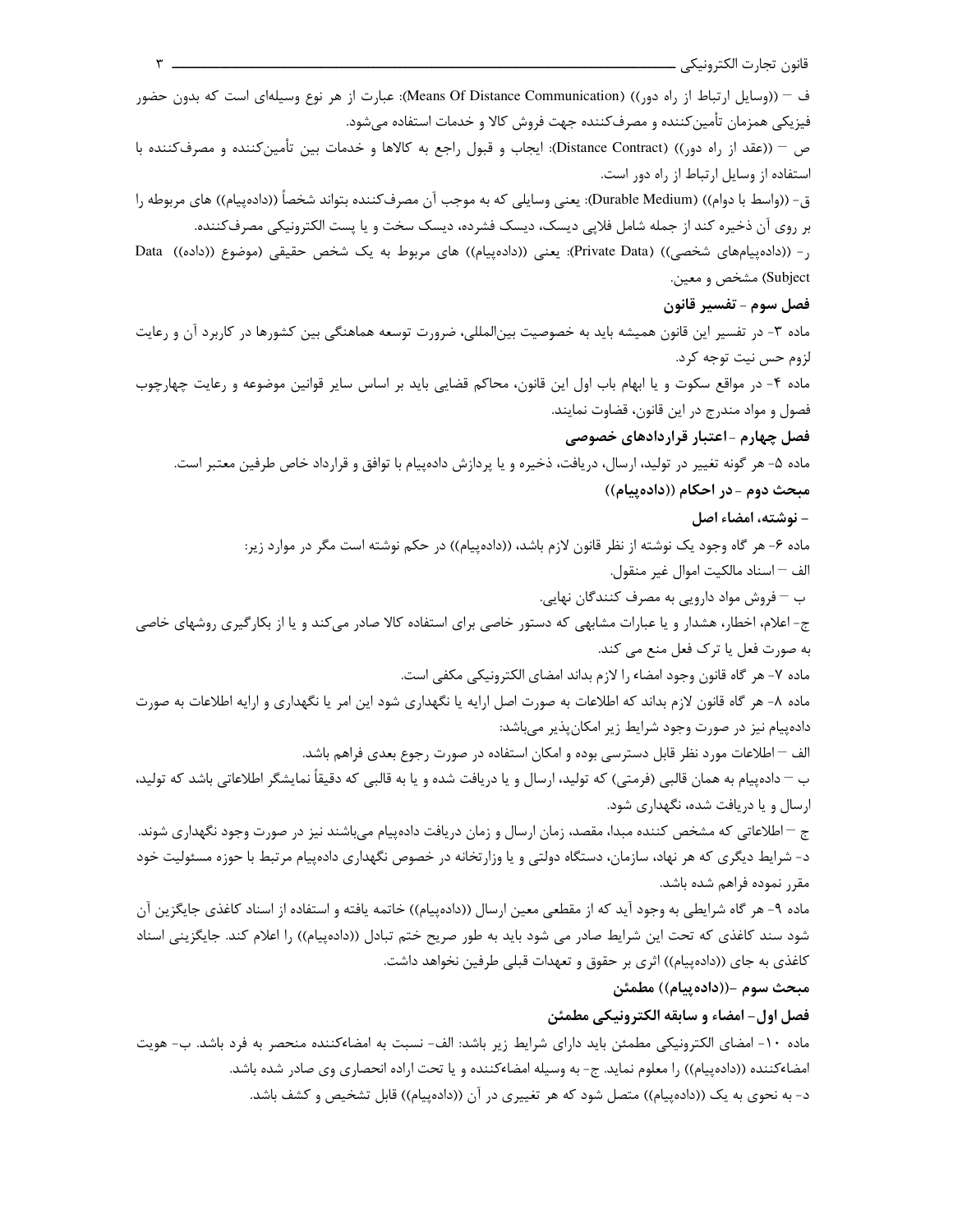ف – ((وسایل ارتباط از راه دور)) (Means Of Distance Communication): عبارت از هر نوع وسیله‌ای است که بدون حضور فیزیکی همزمان تأمین‌کننده و مصرف‌کننده جهت فروش کالا و خدمات استفاده می‌شود.

ص – ((عقد از راه دور)) (Distance Contract): ایجاب و قبول راجع به کالاها و خدمات بین تأمین‌کننده و مصرف‌کننده با استفاده از وسایل ارتباط از راه دور است.

ق- ((واسط با دوام)) (Durable Medium): یعنی وسایلی که به موجب آن مصرف‌کننده بتواند شخصاً ((داده‌پیام)) های مربوطه را بر روی آن ذخیره کند از جمله شامل فلاپی دیسک، دیسک فشرده، دیسک سخت و یا پست الکترونیکی مصرف‌کننده.

ر- ((داده‌پیام‌های شخصی)) (Private Data): یعنی ((داده‌پیام)) های مربوط به یک شخص حقیقی (موضوع ((داده)) Data Subject) مشخص و معین.

### فصل سوم - تفسیر قانون

ماده ۳- در تفسیر این قانون همیشه باید به خصوصیت بین‌المللی، ضرورت توسعه هماهنگی بین کشورها در کاربرد آن و رعایت لزوم حس نیت توجه کرد.

ماده ۴- در مواقع سکوت و یا ابهام باب اول این قانون، محاکم قضایی باید بر اساس سایر قوانین موضوعه و رعایت چهارچوب فصول و مواد مندرج در این قانون، قضاوت نمایند.

### فصل چهارم -اعتبار قراردادهای خصوصی

ماده ۵- هر گونه تغییر در تولید، ارسال، دریافت، ذخیره و یا پردازش داده‌پیام با توافق و قرارداد خاص طرفین معتبر است.

## مبحث دوم - در احکام ((داده‌پیام))

### - نوشته، امضاء اصل

ماده ۶- هر گاه وجود یک نوشته از نظر قانون لازم باشد، ((داده‌پیام)) در حکم نوشته است مگر در موارد زیر:

الف – اسناد مالکیت اموال غیر منقول.

ب – فروش مواد دارویی به مصرف کنندگان نهایی.

ج- اعلام، اخطار، هشدار و یا عبارات مشابهی که دستور خاصی برای استفاده کالا صادر می‌کند و یا از بکارگیری روشهای خاصی به صورت فعل یا ترک فعل منع می کند.

ماده ۷- هر گاه قانون وجود امضاء را لازم بداند امضای الکترونیکی مکفی است.

ماده ۸- هر گاه قانون لازم بداند که اطلاعات به صورت اصل ارایه یا نگهداری شود این امر یا نگهداری و ارایه اطلاعات به صورت داده‌پیام نیز در صورت وجود شرایط زیر امکان‌پذیر می‌باشد:

الف – اطلاعات مورد نظر قابل دسترسی بوده و امکان استفاده در صورت رجوع بعدی فراهم باشد.

ب – داده‌پیام به همان قالبی (فرمتی) که تولید، ارسال و یا دریافت شده و یا به قالبی که دقیقاً نمایشگر اطلاعاتی باشد که تولید، ارسال و یا دریافت شده، نگهداری شود.

ج – اطلاعاتی که مشخص کننده مبدا، مقصد، زمان ارسال و زمان دریافت داده‌پیام می‌باشند نیز در صورت وجود نگهداری شوند.

د- شرایط دیگری که هر نهاد، سازمان، دستگاه دولتی و یا وزارتخانه در خصوص نگهداری داده‌پیام مرتبط با حوزه مسئولیت خود مقرر نموده فراهم شده باشد.

ماده ۹- هر گاه شرایطی به وجود آید که از مقطعی معین ارسال ((داده‌پیام)) خاتمه یافته و استفاده از اسناد کاغذی جایگزین آن شود سند کاغذی که تحت این شرایط صادر می شود باید به طور صریح ختم تبادل ((داده‌پیام)) را اعلام کند. جایگزینی اسناد کاغذی به جای ((داده‌پیام)) اثری بر حقوق و تعهدات قبلی طرفین نخواهد داشت.

## مبحث سوم -((داده‌پیام)) مطمئن

### فصل اول- امضاء و سابقه الکترونیکی مطمئن

ماده ۱۰- امضای الکترونیکی مطمئن باید دارای شرایط زیر باشد: الف- نسبت به امضاءکننده منحصر به فرد باشد. ب- هویت امضاءکننده ((داده‌پیام)) را معلوم نماید. ج- به وسیله امضاءکننده و یا تحت اراده انحصاری وی صادر شده باشد.

د- به نحوی به یک ((داده‌پیام)) متصل شود که هر تغییری در آن ((داده‌پیام)) قابل تشخیص و کشف باشد.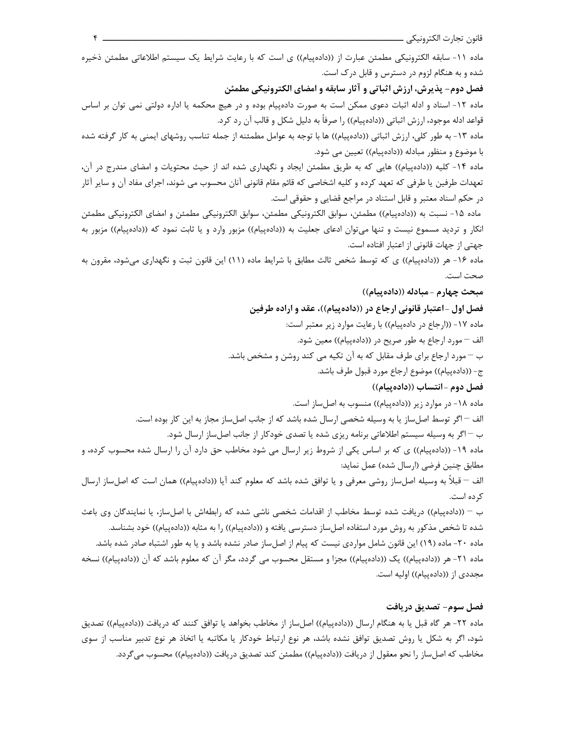ماده ۱۱- سابقه الکترونیکی مطمئن عبارت از ((داده‌پیام)) ی است که با رعایت شرایط یک سیستم اطلاعاتی مطمئن ذخیره شده و به هنگام لزوم در دسترس و قابل درک است.

### فصل دوم- پذیرش، ارزش اثباتی و آثار سابقه و امضای الکترونیکی مطمئن

ماده ۱۲- اسناد و ادله اثبات دعوی ممکن است به صورت داده‌پیام بوده و در هیچ محکمه یا اداره دولتی نمی توان بر اساس قواعد ادله موجود، ارزش اثباتی ((داده‌پیام)) را صرفاً به دلیل شکل و قالب آن رد کرد.

ماده ۱۳- به طور کلی، ارزش اثباتی ((داده‌پیام)) ها با توجه به عوامل مطمئنه از جمله تناسب روشهای ایمنی به کار گرفته شده با موضوع و منظور مبادله ((داده‌پیام)) تعیین می شود.

ماده ۱۴- کلیه ((داده‌پیام)) هایی که به طریق مطمئن ایجاد و نگهداری شده اند از حیث محتویات و امضای مندرج در آن، تعهدات طرفین یا طرفی که تعهد کرده و کلیه اشخاصی که قائم مقام قانونی آنان محسوب می شوند، اجرای مفاد آن و سایر آثار در حکم اسناد معتبر و قابل استناد در مراجع قضایی و حقوقی است.

ماده ۱۵- نسبت به ((داده‌پیام)) مطمئن، سوابق الکترونیکی مطمئن، سوابق الکترونیکی مطمئن و امضای الکترونیکی مطمئن انکار و تردید مسموع نیست و تنها می‌توان ادعای جعلیت به ((داده‌پیام)) مزبور وارد و یا ثابت نمود که ((داده‌پیام)) مزبور به جهتی از جهات قانونی از اعتبار افتاده است.

ماده ۱۶- هر ((داده‌پیام)) ی که توسط شخص ثالث مطابق با شرایط ماده (۱۱) این قانون ثبت و نگهداری می‌شود، مقرون به صحت است.

## مبحث چهارم - مبادله ((داده‌پیام))

### فصل اول -اعتبار قانونی ارجاع در ((داده‌پیام))، عقد و اراده طرفین

ماده ۱۷- ((ارجاع در داده‌پیام)) با رعایت موارد زیر معتبر است:

الف – مورد ارجاع به طور صریح در ((داده‌پیام)) معین شود.

ب – مورد ارجاع برای طرف مقابل که به آن تکیه می کند روشن و مشخص باشد.

ج- ((داده‌پیام)) موضوع ارجاع مورد قبول طرف باشد.

### فصل دوم -انتساب ((داده‌پیام))

ماده ۱۸- در موارد زیر ((داده‌پیام)) منسوب به اصل‌ساز است.

الف – اگر توسط اصل‌ساز یا به وسیله شخصی ارسال شده باشد که از جانب اصل‌ساز مجاز به این کار بوده است.

ب – اگر به وسیله سیستم اطلاعاتی برنامه ریزی شده یا تصدی خودکار از جانب اصل‌ساز ارسال شود.

ماده ۱۹- ((داده‌پیام)) ی که بر اساس یکی از شروط زیر ارسال می شود مخاطب حق دارد آن را ارسال شده محسوب کرده، و مطابق چنین فرضی (ارسال شده) عمل نماید:

الف – قبلاً به وسیله اصل‌ساز روشی معرفی و یا توافق شده باشد که معلوم کند آیا ((داده‌پیام)) همان است که اصل‌ساز ارسال کرده است.

ب – ((داده‌پیام)) دریافت شده توسط مخاطب از اقدامات شخصی ناشی شده که رابطه‌اش با اصل‌ساز، یا نمایندگان وی باعث شده تا شخص مذکور به روش مورد استفاده اصل‌ساز دسترسی یافته و ((داده‌پیام)) را به مثابه ((داده‌پیام)) خود بشناسد.

ماده ۲۰- ماده (۱۹) این قانون شامل مواردی نیست که پیام از اصل‌ساز صادر نشده باشد و یا به طور اشتباه صادر شده باشد.

ماده ۲۱- هر ((داده‌پیام)) یک ((داده‌پیام)) مجزا و مستقل محسوب می گردد، مگر آن که معلوم باشد که آن ((داده‌پیام)) نسخه مجددی از ((داده‌پیام)) اولیه است.

### فصل سوم- تصدیق دریافت

ماده ۲۲- هر گاه قبل یا به هنگام ارسال ((داده‌پیام)) اصل‌ساز از مخاطب بخواهد یا توافق کنند که دریافت ((داده‌پیام)) تصدیق شود، اگر به شکل یا روش تصدیق توافق نشده باشد، هر نوع ارتباط خودکار یا مکاتبه یا اتخاذ هر نوع تدبیر مناسب از سوی مخاطب که اصل‌ساز را نحو معقول از دریافت ((داده‌پیام)) مطمئن کند تصدیق دریافت ((داده‌پیام)) محسوب می‌گردد.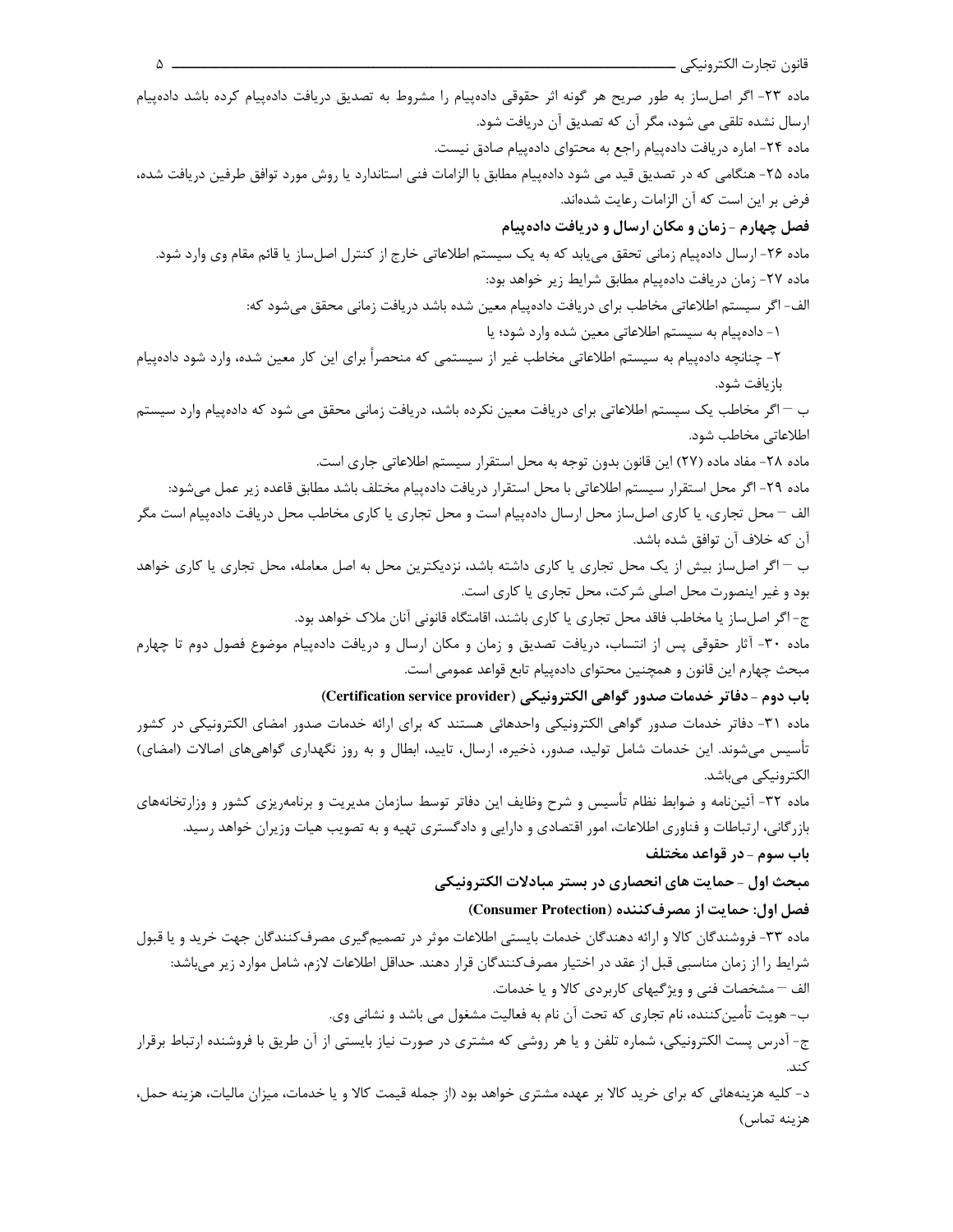ماده ۲۳- اگر اصل‌ساز به طور صریح هر گونه اثر حقوقی داده‌پیام را مشروط به تصدیق دریافت داده‌پیام کرده باشد داده‌پیام ارسال نشده تلقی می شود، مگر آن که تصدیق آن دریافت شود.

ماده ۲۴- اماره دریافت داده‌پیام راجع به محتوای داده‌پیام صادق نیست.

ماده ۲۵- هنگامی که در تصدیق قید می شود داده‌پیام مطابق با الزامات فنی استاندارد یا روش مورد توافق طرفین دریافت شده، فرض بر این است که آن الزامات رعایت شده‌اند.

### فصل چهارم - زمان و مکان ارسال و دریافت داده‌پیام

ماده ۲۶- ارسال داده‌پیام زمانی تحقق می‌یابد که به یک سیستم اطلاعاتی خارج از کنترل اصل‌ساز یا قائم مقام وی وارد شود.

ماده ۲۷- زمان دریافت داده‌پیام مطابق شرایط زیر خواهد بود:

الف- اگر سیستم اطلاعاتی مخاطب برای دریافت داده‌پیام معین شده باشد دریافت زمانی محقق می‌شود که:

۱- داده‌پیام به سیستم اطلاعاتی معین شده وارد شود؛ یا

۲- چنانچه داده‌پیام به سیستم اطلاعاتی مخاطب غیر از سیستمی که منحصراً برای این کار معین شده، وارد شود داده‌پیام بازیافت شود.

ب – اگر مخاطب یک سیستم اطلاعاتی برای دریافت معین نکرده باشد، دریافت زمانی محقق می شود که داده‌پیام وارد سیستم اطلاعاتی مخاطب شود.

ماده ۲۸- مفاد ماده (۲۷) این قانون بدون توجه به محل استقرار سیستم اطلاعاتی جاری است.

ماده ۲۹- اگر محل استقرار سیستم اطلاعاتی با محل استقرار دریافت داده‌پیام مختلف باشد مطابق قاعده زیر عمل می‌شود:

الف – محل تجاری، یا کاری اصل‌ساز محل ارسال داده‌پیام است و محل تجاری یا کاری مخاطب محل دریافت داده‌پیام است مگر آن که خلاف آن توافق شده باشد.

ب – اگر اصل‌ساز بیش از یک محل تجاری یا کاری داشته باشد، نزدیکترین محل به اصل معامله، محل تجاری یا کاری خواهد بود و غیر اینصورت محل اصلی شرکت، محل تجاری یا کاری است.

ج- اگر اصل‌ساز یا مخاطب فاقد محل تجاری یا کاری باشند، اقامتگاه قانونی آنان ملاک خواهد بود.

ماده ۳۰- آثار حقوقی پس از انتساب، دریافت تصدیق و زمان و مکان ارسال و دریافت داده‌پیام موضوع فصول دوم تا چهارم مبحث چهارم این قانون و همچنین محتوای داده‌پیام تابع قواعد عمومی است.

## باب دوم - دفاتر خدمات صدور گواهی الکترونیکی (Certification service provider)

ماده ۳۱- دفاتر خدمات صدور گواهی الکترونیکی واحدهائی هستند که برای ارائه خدمات صدور امضای الکترونیکی در کشور تأسیس می‌شوند. این خدمات شامل تولید، صدور، ذخیره، ارسال، تایید، ابطال و به روز نگهداری گواهی‌های اصالات (امضای) الکترونیکی می‌باشد.

ماده ۳۲- آئین‌نامه و ضوابط نظام تأسیس و شرح وظایف این دفاتر توسط سازمان مدیریت و برنامه‌ریزی کشور و وزارتخانه‌های بازرگانی، ارتباطات و فناوری اطلاعات، امور اقتصادی و دارایی و دادگستری تهیه و به تصویب هیات وزیران خواهد رسید.

## باب سوم - در قواعد مختلف

### مبحث اول - حمایت های انحصاری در بستر مبادلات الکترونیکی

### فصل اول: حمایت از مصرف‌کننده (Consumer Protection)

ماده ۳۳- فروشندگان کالا و ارائه دهندگان خدمات بایستی اطلاعات موثر در تصمیم‌گیری مصرف‌کنندگان جهت خرید و یا قبول شرایط را از زمان مناسبی قبل از عقد در اختیار مصرف‌کنندگان قرار دهند. حداقل اطلاعات لازم، شامل موارد زیر می‌باشد:

الف – مشخصات فنی و ویژگیهای کاربردی کالا و یا خدمات.

ب- هویت تأمین‌کننده، نام تجاری که تحت آن نام به فعالیت مشغول می باشد و نشانی وی.

ج- آدرس پست الکترونیکی، شماره تلفن و یا هر روشی که مشتری در صورت نیاز بایستی از آن طریق با فروشنده ارتباط برقرار کند.

د- کلیه هزینه‌هائی که برای خرید کالا بر عهده مشتری خواهد بود (از جمله قیمت کالا و یا خدمات، میزان مالیات، هزینه حمل، هزینه تماس)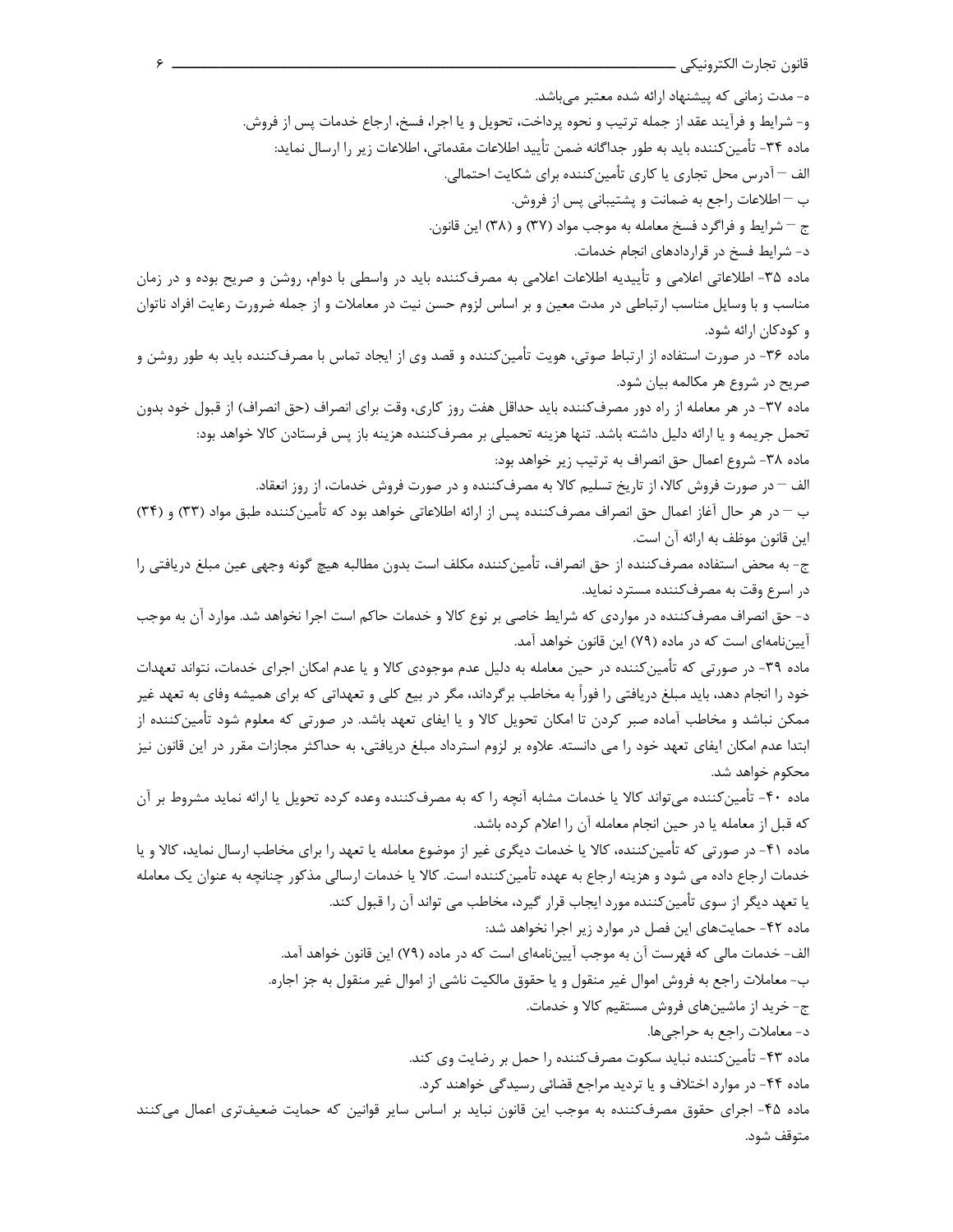ه- مدت زمانی که پیشنهاد ارائه شده معتبر می‌باشد.

و- شرایط و فرآیند عقد از جمله ترتیب و نحوه پرداخت، تحویل و یا اجرا، فسخ، ارجاع خدمات پس از فروش.

ماده ۳۴- تأمین‌کننده باید به طور جداگانه ضمن تأیید اطلاعات مقدماتی، اطلاعات زیر را ارسال نماید:

الف – آدرس محل تجاری یا کاری تأمین‌کننده برای شکایت احتمالی.

ب – اطلاعات راجع به ضمانت و پشتیبانی پس از فروش.

ج – شرایط و فراگرد فسخ معامله به موجب مواد (۳۷) و (۳۸) این قانون.

د- شرایط فسخ در قراردادهای انجام خدمات.

ماده ۳۵- اطلاعاتی اعلامی و تأییدیه اطلاعات اعلامی به مصرف‌کننده باید در واسطی با دوام، روشن و صریح بوده و در زمان مناسب و با وسایل مناسب ارتباطی در مدت معین و بر اساس لزوم حسن نیت در معاملات و از جمله ضرورت رعایت افراد ناتوان و کودکان ارائه شود.

ماده ۳۶- در صورت استفاده از ارتباط صوتی، هویت تأمین‌کننده و قصد وی از ایجاد تماس با مصرف‌کننده باید به طور روشن و صریح در شروع هر مکالمه بیان شود.

ماده ۳۷- در هر معامله از راه دور مصرف‌کننده باید حداقل هفت روز کاری، وقت برای انصراف (حق انصراف) از قبول خود بدون تحمل جریمه و یا ارائه دلیل داشته باشد. تنها هزینه تحمیلی بر مصرف‌کننده هزینه باز پس فرستادن کالا خواهد بود:

ماده ۳۸- شروع اعمال حق انصراف به ترتیب زیر خواهد بود:

الف – در صورت فروش کالا، از تاریخ تسلیم کالا به مصرف‌کننده و در صورت فروش خدمات، از روز انعقاد.

ب – در هر حال آغاز اعمال حق انصراف مصرف‌کننده پس از ارائه اطلاعاتی خواهد بود که تأمین‌کننده طبق مواد (۳۳) و (۳۴) این قانون موظف به ارائه آن است.

ج- به محض استفاده مصرف‌کننده از حق انصراف، تأمین‌کننده مکلف است بدون مطالبه هیچ گونه وجهی عین مبلغ دریافتی را در اسرع وقت به مصرف‌کننده مسترد نماید.

د- حق انصراف مصرف‌کننده در مواردی که شرایط خاصی بر نوع کالا و خدمات حاکم است اجرا نخواهد شد. موارد آن به موجب آیین‌نامه‌ای است که در ماده (۷۹) این قانون خواهد آمد.

ماده ۳۹- در صورتی که تأمین‌کننده در حین معامله به دلیل عدم موجودی کالا و یا عدم امکان اجرای خدمات، نتواند تعهدات خود را انجام دهد، باید مبلغ دریافتی را فوراً به مخاطب برگرداند، مگر در بیع کلی و تعهداتی که برای همیشه وفای به تعهد غیر ممکن نباشد و مخاطب آماده صبر کردن تا امکان تحویل کالا و یا ایفای تعهد باشد. در صورتی که معلوم شود تأمین‌کننده از ابتدا عدم امکان ایفای تعهد خود را می دانسته. علاوه بر لزوم استرداد مبلغ دریافتی، به حداکثر مجازات مقرر در این قانون نیز محکوم خواهد شد.

ماده ۴۰- تأمین‌کننده می‌تواند کالا یا خدمات مشابه آنچه را که به مصرف‌کننده وعده کرده تحویل یا ارائه نماید مشروط بر آن که قبل از معامله یا در حین انجام معامله آن را اعلام کرده باشد.

ماده ۴۱- در صورتی که تأمین‌کننده، کالا یا خدمات دیگری غیر از موضوع معامله یا تعهد را برای مخاطب ارسال نماید، کالا و یا خدمات ارجاع داده می شود و هزینه ارجاع به عهده تأمین‌کننده است. کالا یا خدمات ارسالی مذکور چنانچه به عنوان یک معامله یا تعهد دیگر از سوی تأمین‌کننده مورد ایجاب قرار گیرد، مخاطب می تواند آن را قبول کند.

ماده ۴۲- حمایت‌های این فصل در موارد زیر اجرا نخواهد شد:

الف- خدمات مالی که فهرست آن به موجب آیین‌نامه‌ای است که در ماده (۷۹) این قانون خواهد آمد.

ب- معاملات راجع به فروش اموال غیر منقول و یا حقوق مالکیت ناشی از اموال غیر منقول به جز اجاره.

ج- خرید از ماشین‌های فروش مستقیم کالا و خدمات.

د- معاملات راجع به حراجی‌ها.

ماده ۴۳- تأمین‌کننده نباید سکوت مصرف‌کننده را حمل بر رضایت وی کند.

ماده ۴۴- در موارد اختلاف و یا تردید مراجع قضائی رسیدگی خواهند کرد.

ماده ۴۵- اجرای حقوق مصرف‌کننده به موجب این قانون نباید بر اساس سایر قوانین که حمایت ضعیف‌تری اعمال می‌کنند متوقف شود.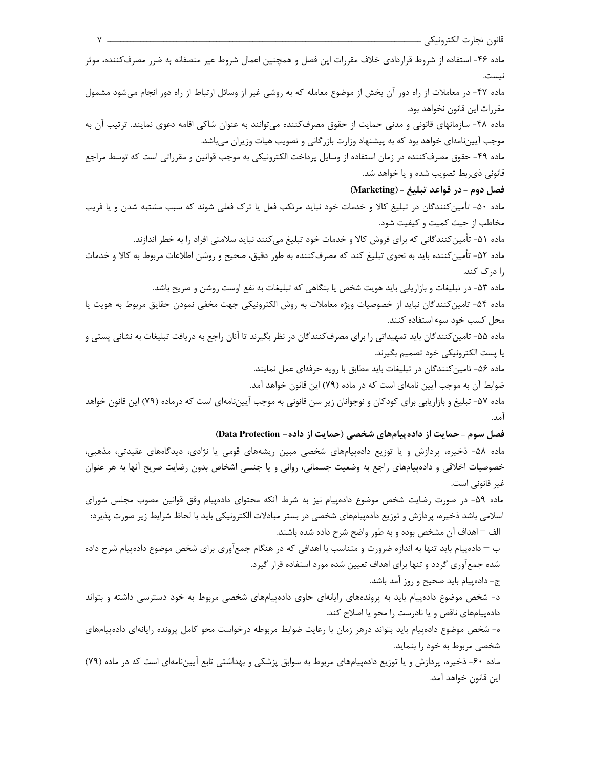ماده ۴۶- استفاده از شروط قراردادی خلاف مقررات این فصل و همچنین اعمال شروط غیر منصفانه به ضرر مصرف‌کننده، موثر نیست.

ماده ۴۷- در معاملات از راه دور آن بخش از موضوع معامله که به روشی غیر از وسائل ارتباط از راه دور انجام می‌شود مشمول مقررات این قانون نخواهد بود.

ماده ۴۸- سازمانهای قانونی و مدنی حمایت از حقوق مصرف‌کننده می‌توانند به عنوان شاکی اقامه دعوی نمایند. ترتیب آن به موجب آیین‌نامه‌ای خواهد بود که به پیشنهاد وزارت بازرگانی و تصویب هیات وزیران می‌باشد.

ماده ۴۹- حقوق مصرف‌کننده در زمان استفاده از وسایل پرداخت الکترونیکی به موجب قوانین و مقرراتی است که توسط مراجع قانونی ذی‌ربط تصویب شده و یا خواهد شد.

### فصل دوم - در قواعد تبلیغ - (Marketing)

ماده ۵۰- تأمین‌کنندگان در تبلیغ کالا و خدمات خود نباید مرتکب فعل یا ترک فعلی شوند که سبب مشتبه شدن و یا فریب مخاطب از حیث کمیت و کیفیت شود.

ماده ۵۱- تأمین‌کنندگانی که برای فروش کالا و خدمات خود تبلیغ می‌کنند نباید سلامتی افراد را به خطر اندازند.

ماده ۵۲- تأمین‌کننده باید به نحوی تبلیغ کند که مصرف‌کننده به طور دقیق، صحیح و روشن اطلاعات مربوط به کالا و خدمات را درک کند.

ماده ۵۳- در تبلیغات و بازاریابی باید هویت شخص یا بنگاهی که تبلیغات به نفع اوست روشن و صریح باشد.

ماده ۵۴- تامین‌کنندگان نباید از خصوصیات ویژه معاملات به روش الکترونیکی جهت مخفی نمودن حقایق مربوط به هویت یا محل کسب خود سوء استفاده کنند.

ماده ۵۵- تامین‌کنندگان باید تمهیداتی را برای مصرف‌کنندگان در نظر بگیرند تا آنان راجع به دریافت تبلیغات به نشانی پستی و یا پست الکترونیکی خود تصمیم بگیرند.

ماده ۵۶- تامین‌کنندگان در تبلیغات باید مطابق با رویه حرفه‌ای عمل نمایند.

ضوابط آن به موجب آیین نامه‌ای است که در ماده (۷۹) این قانون خواهد آمد.

ماده ۵۷- تبلیغ و بازاریابی برای کودکان و نوجوانان زیر سن قانونی به موجب آیین‌نامه‌ای است که درماده (۷۹) این قانون خواهد آمد.

### فصل سوم - حمایت از داده‌پیام‌های شخصی (حمایت از داده– Data Protection)

ماده ۵۸- ذخیره، پردازش و یا توزیع داده‌پیام‌های شخصی مبین ریشه‌های قومی یا نژادی، دیدگاه‌های عقیدتی، مذهبی، خصوصیات اخلاقی و داده‌پیام‌های راجع به وضعیت جسمانی، روانی و یا جنسی اشخاص بدون رضایت صریح آنها به هر عنوان غیر قانونی است.

ماده ۵۹- در صورت رضایت شخص موضوع داده‌پیام نیز به شرط آنکه محتوای داده‌پیام وفق قوانین مصوب مجلس شورای اسلامی باشد ذخیره، پردازش و توزیع داده‌پیام‌های شخصی در بستر مبادلات الکترونیکی باید با لحاظ شرایط زیر صورت پذیرد:

الف – اهداف آن مشخص بوده و به طور واضح شرح داده شده باشند.

ب – داده‌پیام باید تنها به اندازه ضرورت و متناسب با اهدافی که در هنگام جمع‌آوری برای شخص موضوع داده‌پیام شرح داده شده جمع‌آوری گردد و تنها برای اهداف تعیین شده مورد استفاده قرار گیرد.

ج- داده‌پیام باید صحیح و روز آمد باشد.

د- شخص موضوع داده‌پیام باید به پرونده‌های رایانه‌ای حاوی داده‌پیام‌های شخصی مربوط به خود دسترسی داشته و بتواند داده‌پیام‌های ناقص و یا نادرست را محو یا اصلاح کند.

ه- شخص موضوع داده‌پیام باید بتواند درهر زمان با رعایت ضوابط مربوطه درخواست محو کامل پرونده رایانه‌ای داده‌پیام‌های شخصی مربوط به خود را بنماید.

ماده ۶۰- ذخیره، پردازش و یا توزیع داده‌پیام‌های مربوط به سوابق پزشکی و بهداشتی تابع آیین‌نامه‌ای است که در ماده (۷۹) این قانون خواهد آمد.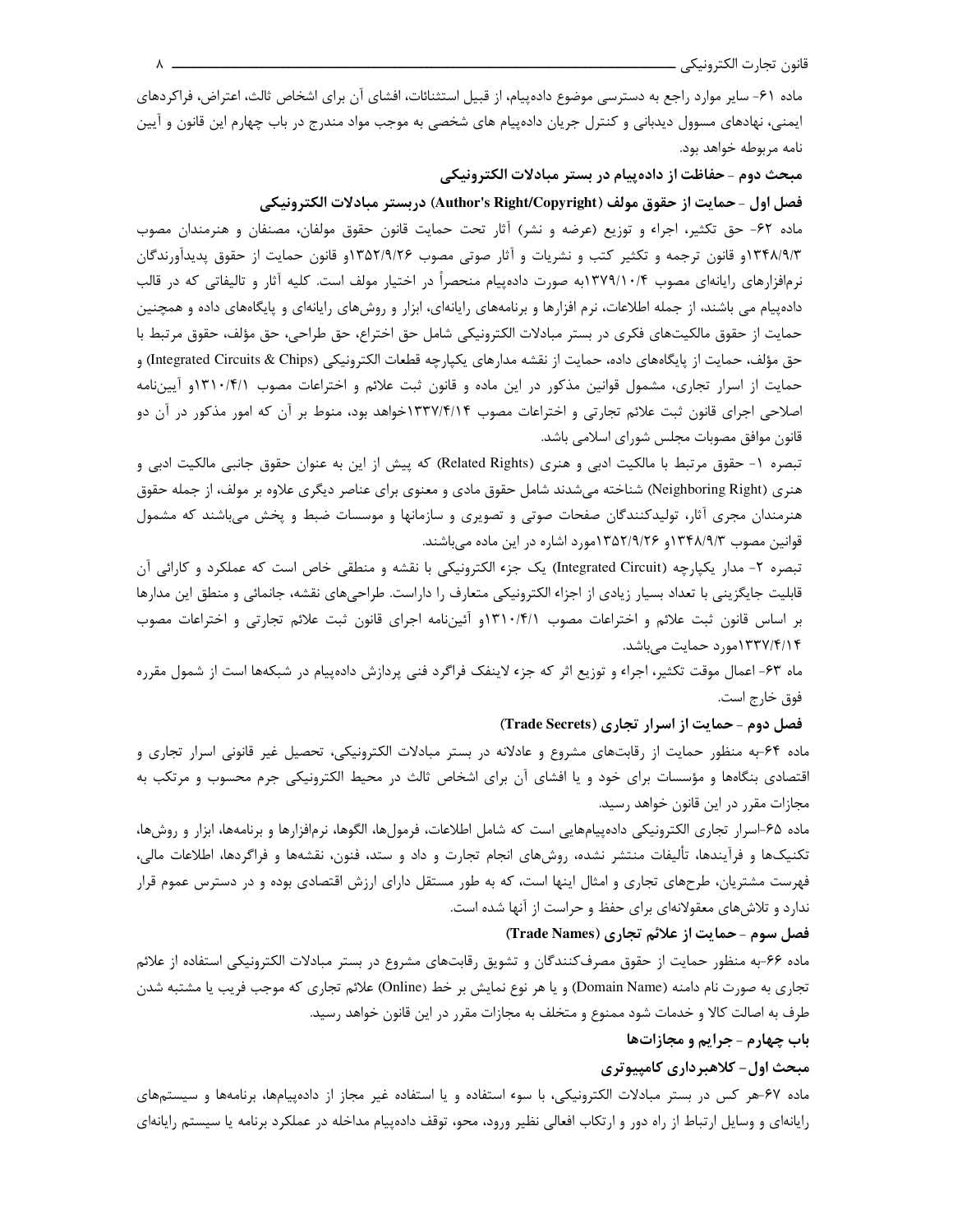ماده ۶۱- سایر موارد راجع به دسترسی موضوع داده‌پیام، از قبیل استثنائات، افشای آن برای اشخاص ثالث، اعتراض، فراکردهای ایمنی، نهادهای مسوول دیدبانی و کنترل جریان داده‌پیام های شخصی به موجب مواد مندرج در باب چهارم این قانون و آیین نامه مربوطه خواهد بود.

### مبحث دوم - حفاظت از داده‌پیام در بستر مبادلات الکترونیکی

#### فصل اول - حمایت از حقوق مولف (Author's Right/Copyright) دربستر مبادلات الکترونیکی

ماده ۶۲- حق تکثیر، اجراء و توزیع (عرضه و نشر) آثار تحت حمایت قانون حمایت حقوق مولفان، مصنفان و هنرمندان مصوب ۱۳۴۸/۹/۳و قانون ترجمه و تکثیر کتب و نشریات و آثار صوتی مصوب ۱۳۵۲/۹/۲۶و قانون حمایت از حقوق پدیدآورندگان نرم‌افزارهای رایانه‌ای مصوب ۱۳۷۹/۱۰/۴به صورت داده‌پیام منحصراً در اختیار مولف است. کلیه آثار و تالیفاتی که در قالب داده‌پیام می باشند، از جمله اطلاعات، نرم افزارها و برنامه‌های رایانه‌ای، ابزار و روش‌های رایانه‌ای و پایگاه‌های داده و همچنین حمایت از حقوق مالکیت‌های فکری در بستر مبادلات الکترونیکی شامل حق اختراع، حق طراحی، حق مؤلف، حقوق مرتبط با حق مؤلف، حمایت از پایگاه‌های داده، حمایت از نقشه مدارهای یکپارچه قطعات الکترونیکی (Integrated Circuits & Chips) و حمایت از اسرار تجاری، مشمول قوانین مذکور در این ماده و قانون ثبت علائم و اختراعات مصوب ۱۳۱۰/۴/۱و آیین‌نامه اصلاحی اجرای قانون ثبت علائم تجارتی و اختراعات مصوب ۱۳۳۷/۴/۱۴خواهد بود، منوط بر آن که امور مذکور در آن دو قانون موافق مصوبات مجلس شورای اسلامی باشد.

تبصره ۱- حقوق مرتبط با مالکیت ادبی و هنری (Related Rights) که پیش از این به عنوان حقوق جانبی مالکیت ادبی و هنری (Neighboring Right) شناخته می‌شدند شامل حقوق مادی و معنوی برای عناصر دیگری علاوه بر مولف، از جمله حقوق هنرمندان مجری آثار، تولیدکنندگان صفحات صوتی و تصویری و سازمانها و موسسات ضبط و پخش می‌باشند که مشمول قوانین مصوب ۱۳۴۸/۹/۳و ۱۳۵۲/۹/۲۶مورد اشاره در این ماده می‌باشند.

تبصره ۲- مدار یکپارچه (Integrated Circuit) یک جزء الکترونیکی با نقشه و منطقی خاص است که عملکرد و کارائی آن قابلیت جایگزینی با تعداد بسیار زیادی از اجزاء الکترونیکی متعارف را داراست. طراحی‌های نقشه، جانمائی و منطق این مدارها بر اساس قانون ثبت علائم و اختراعات مصوب ۱۳۱۰/۴/۱و آئین‌نامه اجرای قانون ثبت علائم تجارتی و اختراعات مصوب ۱۳۳۷/۴/۱۴مورد حمایت می‌باشد.

ماه ۶۳- اعمال موقت تکثیر، اجراء و توزیع اثر که جزء لاینفک فراگرد فنی پردازش داده‌پیام در شبکه‌ها است از شمول مقرره فوق خارج است.

#### فصل دوم - حمایت از اسرار تجاری (Trade Secrets)

ماده ۶۴-به منظور حمایت از رقابت‌های مشروع و عادلانه در بستر مبادلات الکترونیکی، تحصیل غیر قانونی اسرار تجاری و اقتصادی بنگاه‌ها و مؤسسات برای خود و یا افشای آن برای اشخاص ثالث در محیط الکترونیکی جرم محسوب و مرتکب به مجازات مقرر در این قانون خواهد رسید.

ماده ۶۵-اسرار تجاری الکترونیکی داده‌پیام‌هایی است که شامل اطلاعات، فرمول‌ها، الگوها، نرم‌افزارها و برنامه‌ها، ابزار و روش‌ها، تکنیک‌ها و فرآیندها، تألیفات منتشر نشده، روش‌های انجام تجارت و داد و ستد، فنون، نقشه‌ها و فراگردها، اطلاعات مالی، فهرست مشتریان، طرح‌های تجاری و امثال اینها است، که به طور مستقل دارای ارزش اقتصادی بوده و در دسترس عموم قرار ندارد و تلاش‌های معقولانه‌ای برای حفظ و حراست از آنها شده است.

#### فصل سوم - حمایت از علائم تجاری (Trade Names)

ماده ۶۶-به منظور حمایت از حقوق مصرف‌کنندگان و تشویق رقابت‌های مشروع در بستر مبادلات الکترونیکی استفاده از علائم تجاری به صورت نام دامنه (Domain Name) و یا هر نوع نمایش بر خط (Online) علائم تجاری که موجب فریب یا مشتبه شدن طرف به اصالت کالا و خدمات شود ممنوع و متخلف به مجازات مقرر در این قانون خواهد رسید.

## باب چهارم - جرایم و مجازات‌ها

### مبحث اول- کلاهبرداری کامپیوتری

ماده ۶۷-هر کس در بستر مبادلات الکترونیکی، با سوء استفاده و یا استفاده غیر مجاز از داده‌پیام‌ها، برنامه‌ها و سیستم‌های رایانه‌ای و وسایل ارتباط از راه دور و ارتکاب افعالی نظیر ورود، محو، توقف داده‌پیام مداخله در عملکرد برنامه یا سیستم رایانه‌ای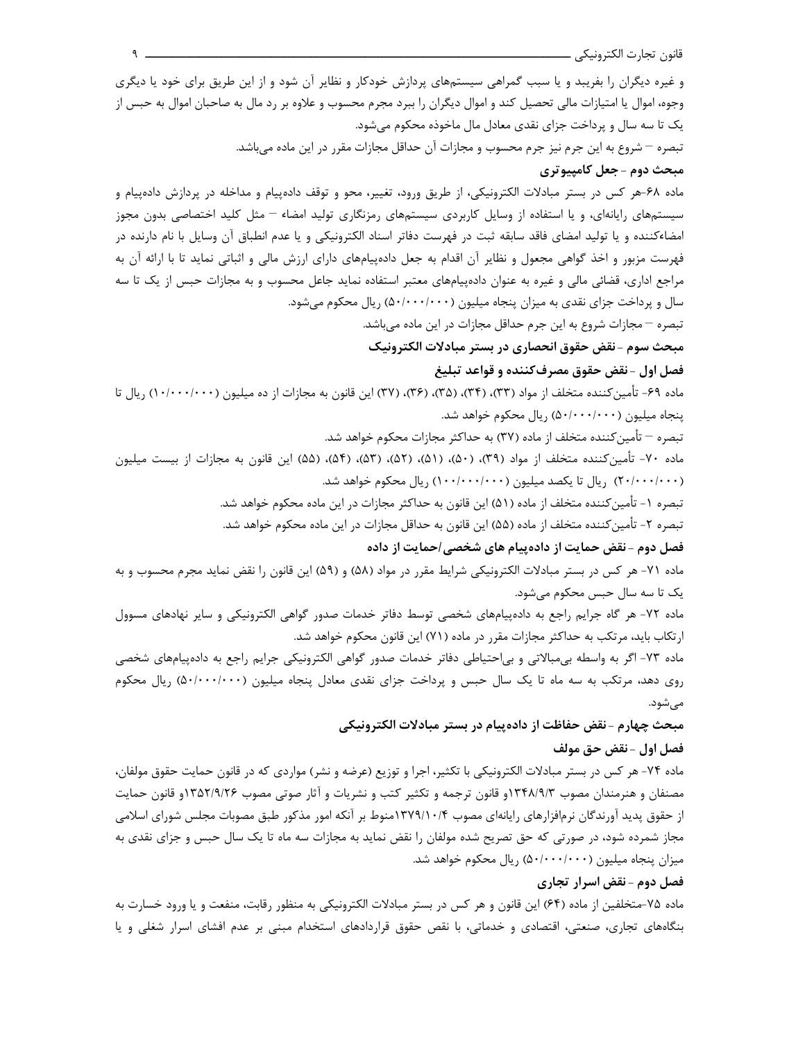و غیره دیگران را بفریبد و یا سبب گمراهی سیستم‌های پردازش خودکار و نظایر آن شود و از این طریق برای خود یا دیگری وجوه، اموال یا امتیازات مالی تحصیل کند و اموال دیگران را ببرد مجرم محسوب و علاوه بر رد مال به صاحبان اموال به حبس از یک تا سه سال و پرداخت جزای نقدی معادل مال ماخوذه محکوم می‌شود.

تبصره – شروع به این جرم نیز جرم محسوب و مجازات آن حداقل مجازات مقرر در این ماده می‌باشد.

**مبحث دوم - جعل کامپیوتری**

ماده ۶۸-هر کس در بستر مبادلات الکترونیکی، از طریق ورود، تغییر، محو و توقف داده‌پیام و مداخله در پردازش داده‌پیام و سیستم‌های رایانه‌ای، و یا استفاده از وسایل کاربردی سیستم‌های رمزنگاری تولید امضاء – مثل کلید اختصاصی بدون مجوز امضاءکننده و یا تولید امضای فاقد سابقه ثبت در فهرست دفاتر اسناد الکترونیکی و یا عدم انطباق آن وسایل با نام دارنده در فهرست مزبور و اخذ گواهی مجعول و نظایر آن اقدام به جعل داده‌پیام‌های دارای ارزش مالی و اثباتی نماید تا با ارائه آن به مراجع اداری، قضائی مالی و غیره به عنوان داده‌پیام‌های معتبر استفاده نماید جاعل محسوب و به مجازات حبس از یک تا سه سال و پرداخت جزای نقدی به میزان پنجاه میلیون (۵۰/۰۰۰/۰۰۰) ریال محکوم می‌شود.

تبصره – مجازات شروع به این جرم حداقل مجازات در این ماده می‌باشد.

**مبحث سوم - نقض حقوق انحصاری در بستر مبادلات الکترونیک**

**فصل اول - نقض حقوق مصرف‌کننده و قواعد تبلیغ**

ماده ۶۹- تأمین‌کننده متخلف از مواد (۳۳)، (۳۴)، (۳۵)، (۳۶)، (۳۷) این قانون به مجازات از ده میلیون (۱۰/۰۰۰/۰۰۰) ریال تا پنجاه میلیون (۵۰/۰۰۰/۰۰۰) ریال محکوم خواهد شد.

تبصره – تأمین‌کننده متخلف از ماده (۳۷) به حداکثر مجازات محکوم خواهد شد.

ماده ۷۰- تأمین‌کننده متخلف از مواد (۳۹)، (۵۰)، (۵۱)، (۵۲)، (۵۳)، (۵۴)، (۵۵) این قانون به مجازات از بیست میلیون (۲۰/۰۰۰/۰۰۰) ریال تا یکصد میلیون (۱۰۰/۰۰۰/۰۰۰) ریال محکوم خواهد شد.

تبصره ۱- تأمین‌کننده متخلف از ماده (۵۱) این قانون به حداکثر مجازات در این ماده محکوم خواهد شد.

تبصره ۲- تأمین‌کننده متخلف از ماده (۵۵) این قانون به حداقل مجازات در این ماده محکوم خواهد شد.

**فصل دوم - نقض حمایت از داده‌پیام های شخصی/حمایت از داده**

ماده ۷۱- هر کس در بستر مبادلات الکترونیکی شرایط مقرر در مواد (۵۸) و (۵۹) این قانون را نقض نماید مجرم محسوب و به یک تا سه سال حبس محکوم می‌شود.

ماده ۷۲- هر گاه جرایم راجع به داده‌پیام‌های شخصی توسط دفاتر خدمات صدور گواهی الکترونیکی و سایر نهادهای مسوول ارتکاب یابد، مرتکب به حداکثر مجازات مقرر در ماده (۷۱) این قانون محکوم خواهد شد.

ماده ۷۳- اگر به واسطه بی‌مبالاتی و بی‌احتیاطی دفاتر خدمات صدور گواهی الکترونیکی جرایم راجع به داده‌پیام‌های شخصی روی دهد، مرتکب به سه ماه تا یک سال حبس و پرداخت جزای نقدی معادل پنجاه میلیون (۵۰/۰۰۰/۰۰۰) ریال محکوم می‌شود.

**مبحث چهارم - نقض حفاظت از داده‌پیام در بستر مبادلات الکترونیکی**

**فصل اول - نقض حق مولف**

ماده ۷۴- هر کس در بستر مبادلات الکترونیکی با تکثیر، اجرا و توزیع (عرضه و نشر) مواردی که در قانون حمایت حقوق مولفان، مصنفان و هنرمندان مصوب ۱۳۴۸/۹/۳و قانون ترجمه و تکثیر کتب و نشریات و آثار صوتی مصوب ۱۳۵۲/۹/۲۶و قانون حمایت از حقوق پدید آورندگان نرم‌افزارهای رایانه‌ای مصوب ۱۳۷۹/۱۰/۴منوط بر آنکه امور مذکور طبق مصوبات مجلس شورای اسلامی مجاز شمرده شود، در صورتی که حق تصریح شده مولفان را نقض نماید به مجازات سه ماه تا یک سال حبس و جزای نقدی به میزان پنجاه میلیون (۵۰/۰۰۰/۰۰۰) ریال محکوم خواهد شد.

**فصل دوم - نقض اسرار تجاری**

ماده ۷۵-متخلفین از ماده (۶۴) این قانون و هر کس در بستر مبادلات الکترونیکی به منظور رقابت، منفعت و یا ورود خسارت به بنگاه‌های تجاری، صنعتی، اقتصادی و خدماتی، با نقض حقوق قراردادهای استخدام مبنی بر عدم افشای اسرار شغلی و یا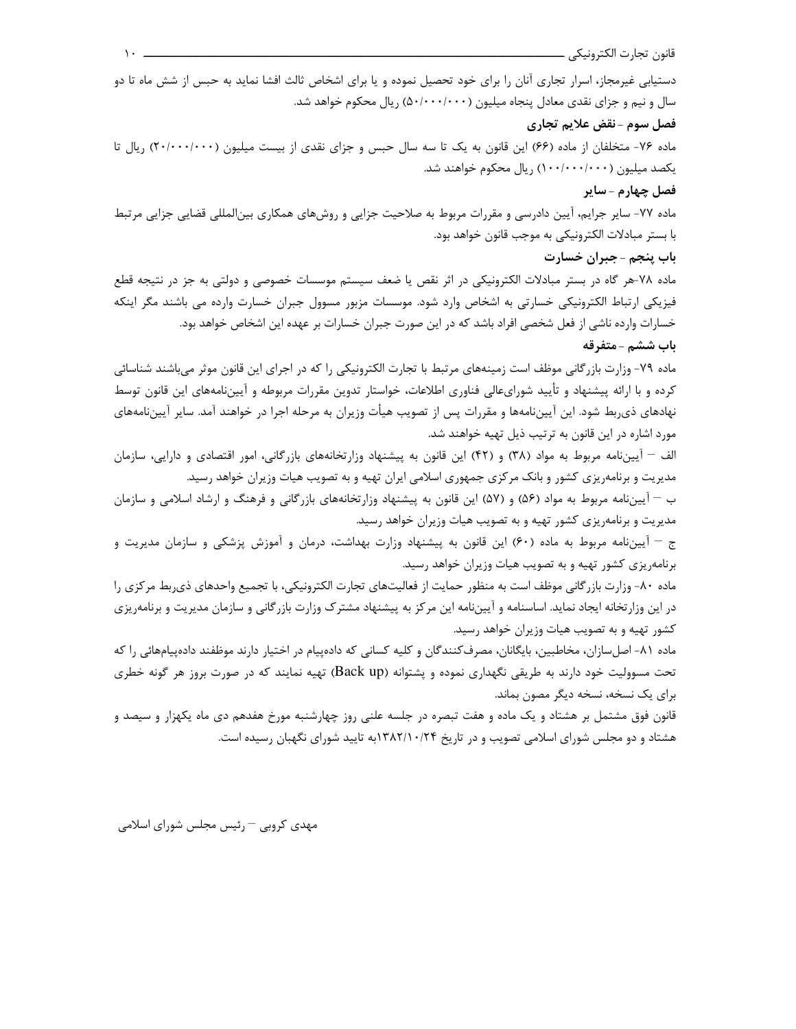دستیابی غیرمجاز، اسرار تجاری آنان را برای خود تحصیل نموده و یا برای اشخاص ثالث افشا نماید به حبس از شش ماه تا دو سال و نیم و جزای نقدی معادل پنجاه میلیون (۵۰/۰۰۰/۰۰۰) ریال محکوم خواهد شد.

### فصل سوم - نقض علایم تجاری

ماده ۷۶- متخلفان از ماده (۶۶) این قانون به یک تا سه سال حبس و جزای نقدی از بیست میلیون (۲۰/۰۰۰/۰۰۰) ریال تا یکصد میلیون (۱۰۰/۰۰۰/۰۰۰) ریال محکوم خواهند شد.

### فصل چهارم - سایر

ماده ۷۷- سایر جرایم، آیین دادرسی و مقررات مربوط به صلاحیت جزایی و روش‌های همکاری بین‌المللی قضایی جزایی مرتبط با بستر مبادلات الکترونیکی به موجب قانون خواهد بود.

## باب پنجم - جبران خسارت

ماده ۷۸-هر گاه در بستر مبادلات الکترونیکی در اثر نقص یا ضعف سیستم موسسات خصوصی و دولتی به جز در نتیجه قطع فیزیکی ارتباط الکترونیکی خسارتی به اشخاص وارد شود. موسسات مزبور مسوول جبران خسارت وارده می باشند مگر اینکه خسارات وارده ناشی از فعل شخصی افراد باشد که در این صورت جبران خسارات بر عهده این اشخاص خواهد بود.

## باب ششم - متفرقه

ماده ۷۹- وزارت بازرگانی موظف است زمینه‌های مرتبط با تجارت الکترونیکی را که در اجرای این قانون موثر می‌باشند شناسائی کرده و با ارائه پیشنهاد و تأیید شورای‌عالی فناوری اطلاعات، خواستار تدوین مقررات مربوطه و آیین‌نامه‌های این قانون توسط نهادهای ذی‌ربط شود. این آیین‌نامه‌ها و مقررات پس از تصویب هیأت وزیران به مرحله اجرا در خواهند آمد. سایر آیین‌نامه‌های مورد اشاره در این قانون به ترتیب ذیل تهیه خواهند شد.

الف – آیین‌نامه مربوط به مواد (۳۸) و (۴۲) این قانون به پیشنهاد وزارتخانه‌های بازرگانی، امور اقتصادی و دارایی، سازمان مدیریت و برنامه‌ریزی کشور و بانک مرکزی جمهوری اسلامی ایران تهیه و به تصویب هیات وزیران خواهد رسید.

ب – آیین‌نامه مربوط به مواد (۵۶) و (۵۷) این قانون به پیشنهاد وزارتخانه‌های بازرگانی و فرهنگ و ارشاد اسلامی و سازمان مدیریت و برنامه‌ریزی کشور تهیه و به تصویب هیات وزیران خواهد رسید.

ج – آیین‌نامه مربوط به ماده (۶۰) این قانون به پیشنهاد وزارت بهداشت، درمان و آموزش پزشکی و سازمان مدیریت و برنامه‌ریزی کشور تهیه و به تصویب هیات وزیران خواهد رسید.

ماده ۸۰- وزارت بازرگانی موظف است به منظور حمایت از فعالیت‌های تجارت الکترونیکی، با تجمیع واحدهای ذی‌ربط مرکزی را در این وزارتخانه ایجاد نماید. اساسنامه و آیین‌نامه این مرکز به پیشنهاد مشترک وزارت بازرگانی و سازمان مدیریت و برنامه‌ریزی کشور تهیه و به تصویب هیات وزیران خواهد رسید.

ماده ۸۱- اصل‌سازان، مخاطبین، بایگانان، مصرف‌کنندگان و کلیه کسانی که داده‌پیام در اختیار دارند موظفند داده‌پیام‌هائی را که تحت مسوولیت خود دارند به طریقی نگهداری نموده و پشتوانه (Back up) تهیه نمایند که در صورت بروز هر گونه خطری برای یک نسخه، نسخه دیگر مصون بماند.

قانون فوق مشتمل بر هشتاد و یک ماده و هفت تبصره در جلسه علنی روز چهارشنبه مورخ هفدهم دی ماه یکهزار و سیصد و هشتاد و دو مجلس شورای اسلامی تصویب و در تاریخ ۱۳۸۲/۱۰/۲۴به تایید شورای نگهبان رسیده است.

مهدی کروبی – رئیس مجلس شورای اسلامی